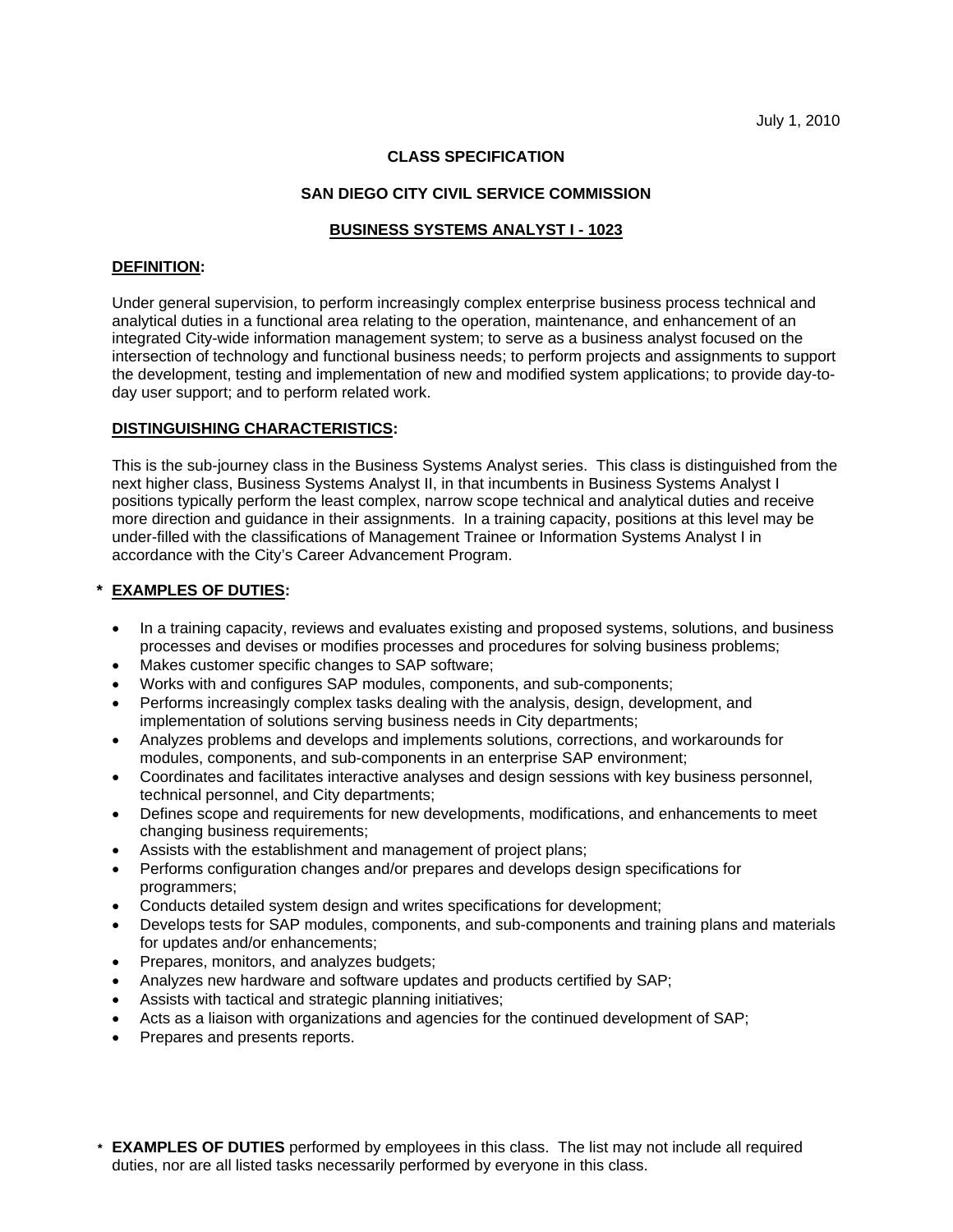July 1, 2010

**CLASS SPECIFICATION**

**SAN DIEGO CITY CIVIL SERVICE COMMISSION**

**BUSINESS SYSTEMS ANALYST I - 1023**

## DEFINITION:

Under general supervision, to perform increasingly complex enterprise business process technical and analytical duties in a functional area relating to the operation, maintenance, and enhancement of an integrated City-wide information management system; to serve as a business analyst focused on the intersection of technology and functional business needs; to perform projects and assignments to support the development, testing and implementation of new and modified system applications; to provide day-to-day user support; and to perform related work.

## DISTINGUISHING CHARACTERISTICS:

This is the sub-journey class in the Business Systems Analyst series. This class is distinguished from the next higher class, Business Systems Analyst II, in that incumbents in Business Systems Analyst I positions typically perform the least complex, narrow scope technical and analytical duties and receive more direction and guidance in their assignments. In a training capacity, positions at this level may be under-filled with the classifications of Management Trainee or Information Systems Analyst I in accordance with the City's Career Advancement Program.

## * EXAMPLES OF DUTIES:

- In a training capacity, reviews and evaluates existing and proposed systems, solutions, and business processes and devises or modifies processes and procedures for solving business problems;
- Makes customer specific changes to SAP software;
- Works with and configures SAP modules, components, and sub-components;
- Performs increasingly complex tasks dealing with the analysis, design, development, and implementation of solutions serving business needs in City departments;
- Analyzes problems and develops and implements solutions, corrections, and workarounds for modules, components, and sub-components in an enterprise SAP environment;
- Coordinates and facilitates interactive analyses and design sessions with key business personnel, technical personnel, and City departments;
- Defines scope and requirements for new developments, modifications, and enhancements to meet changing business requirements;
- Assists with the establishment and management of project plans;
- Performs configuration changes and/or prepares and develops design specifications for programmers;
- Conducts detailed system design and writes specifications for development;
- Develops tests for SAP modules, components, and sub-components and training plans and materials for updates and/or enhancements;
- Prepares, monitors, and analyzes budgets;
- Analyzes new hardware and software updates and products certified by SAP;
- Assists with tactical and strategic planning initiatives;
- Acts as a liaison with organizations and agencies for the continued development of SAP;
- Prepares and presents reports.

\* **EXAMPLES OF DUTIES** performed by employees in this class. The list may not include all required duties, nor are all listed tasks necessarily performed by everyone in this class.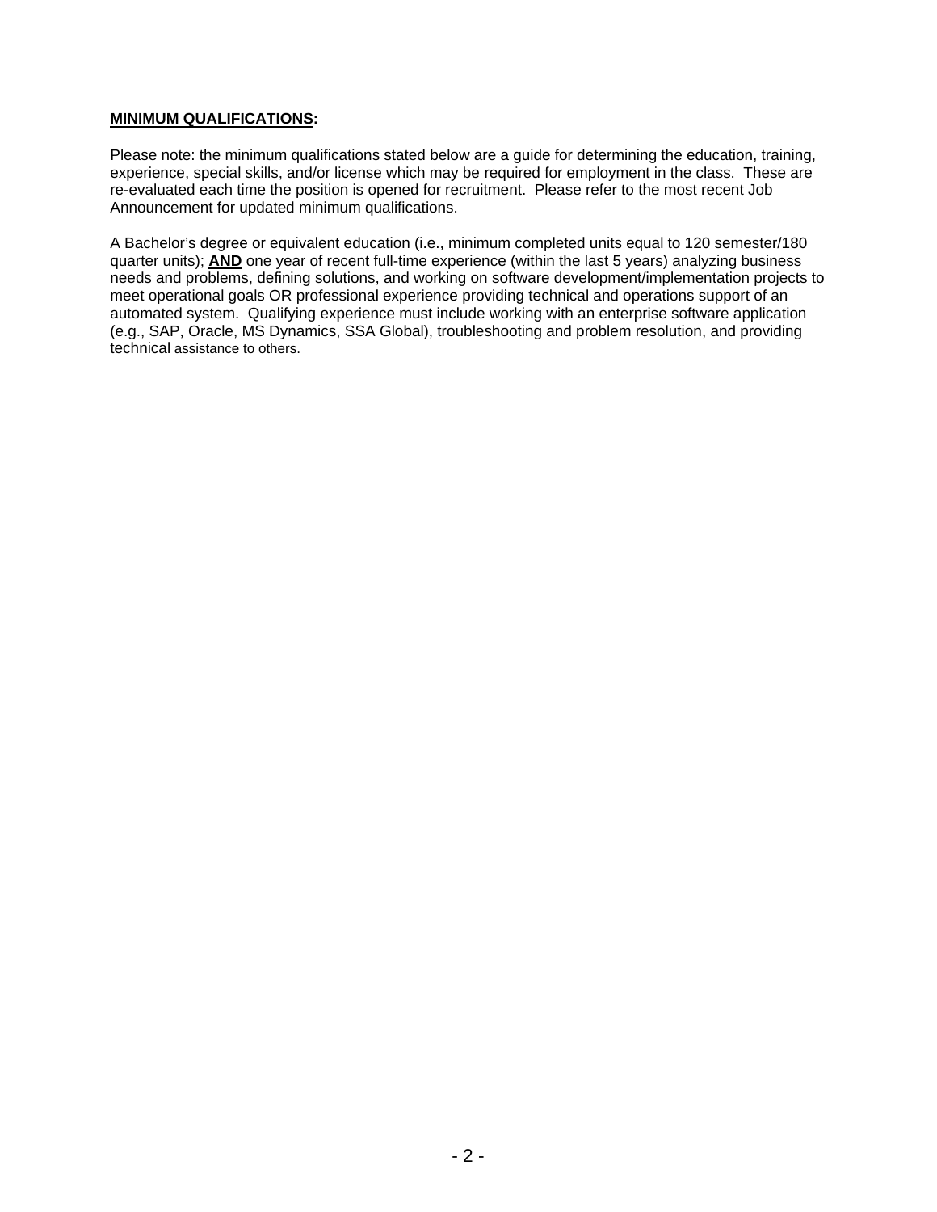**<u>MINIMUM QUALIFICATIONS</u>:**

Please note: the minimum qualifications stated below are a guide for determining the education, training, experience, special skills, and/or license which may be required for employment in the class. These are re-evaluated each time the position is opened for recruitment. Please refer to the most recent Job Announcement for updated minimum qualifications.

A Bachelor's degree or equivalent education (i.e., minimum completed units equal to 120 semester/180 quarter units); **<u>AND</u>** one year of recent full-time experience (within the last 5 years) analyzing business needs and problems, defining solutions, and working on software development/implementation projects to meet operational goals OR professional experience providing technical and operations support of an automated system. Qualifying experience must include working with an enterprise software application (e.g., SAP, Oracle, MS Dynamics, SSA Global), troubleshooting and problem resolution, and providing technical assistance to others.